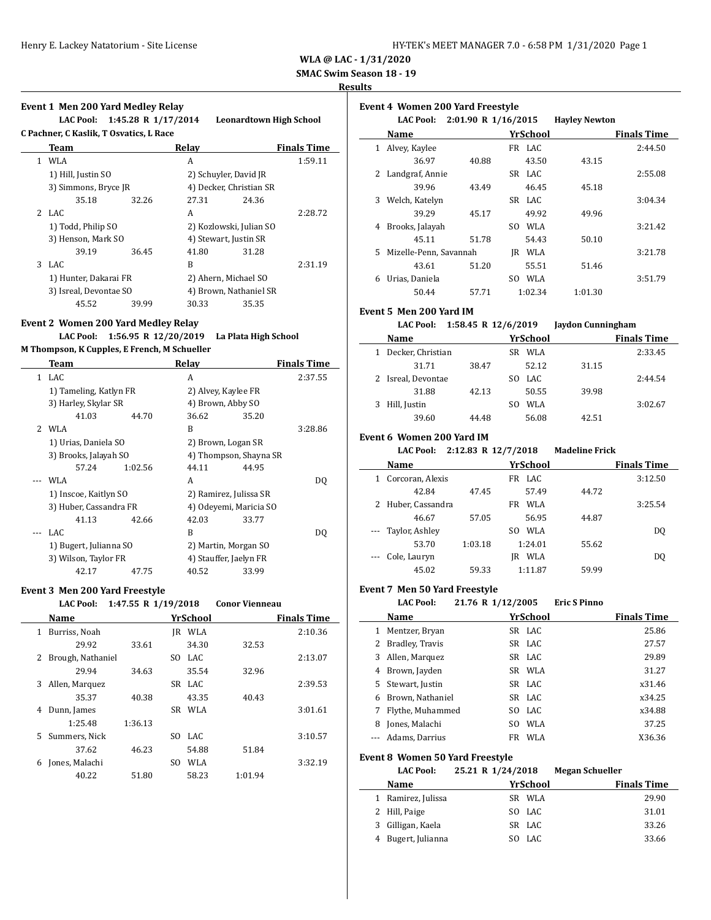**WLA @ LAC - 1/31/2020**

**SMAC Swim Season 18 - 19**

**Results**

### Event 1 Men 200 Yard Medley Relay

**LAC Pool: 1:45.28 R 1/17/2014 Leonardtown High School**
**C Pachner, C Kaslik, T Osvatics, L Race**

| | Team | Relay | Finals Time |
|---|---|---|---|
| 1 | WLA | A | 1:59.11 |
| | 1) Hill, Justin SO | 2) Schuyler, David JR | |
| | 3) Simmons, Bryce JR | 4) Decker, Christian SR | |
| | 35.18 32.26 | 27.31 24.36 | |
| 2 | LAC | A | 2:28.72 |
| | 1) Todd, Philip SO | 2) Kozlowski, Julian SO | |
| | 3) Henson, Mark SO | 4) Stewart, Justin SR | |
| | 39.19 36.45 | 41.80 31.28 | |
| 3 | LAC | B | 2:31.19 |
| | 1) Hunter, Dakarai FR | 2) Ahern, Michael SO | |
| | 3) Isreal, Devontae SO | 4) Brown, Nathaniel SR | |
| | 45.52 39.99 | 30.33 35.35 | |

### Event 2 Women 200 Yard Medley Relay

**LAC Pool: 1:56.95 R 12/20/2019 La Plata High School**
**M Thompson, K Cupples, E French, M Schueller**

| | Team | Relay | Finals Time |
|---|---|---|---|
| 1 | LAC | A | 2:37.55 |
| | 1) Tameling, Katlyn FR | 2) Alvey, Kaylee FR | |
| | 3) Harley, Skylar SR | 4) Brown, Abby SO | |
| | 41.03 44.70 | 36.62 35.20 | |
| 2 | WLA | B | 3:28.86 |
| | 1) Urias, Daniela SO | 2) Brown, Logan SR | |
| | 3) Brooks, Jalayah SO | 4) Thompson, Shayna SR | |
| | 57.24 1:02.56 | 44.11 44.95 | |
| --- | WLA | A | DQ |
| | 1) Inscoe, Kaitlyn SO | 2) Ramirez, Julissa SR | |
| | 3) Huber, Cassandra FR | 4) Odeyemi, Maricia SO | |
| | 41.13 42.66 | 42.03 33.77 | |
| --- | LAC | B | DQ |
| | 1) Bugert, Julianna SO | 2) Martin, Morgan SO | |
| | 3) Wilson, Taylor FR | 4) Stauffer, Jaelyn FR | |
| | 42.17 47.75 | 40.52 33.99 | |

### Event 3 Men 200 Yard Freestyle

**LAC Pool: 1:47.55 R 1/19/2018 Conor Vienneau**

| | Name | Yr | School | Finals Time |
|---|---|---|---|---|
| 1 | Burriss, Noah | JR | WLA | 2:10.36 |
| | 29.92 33.61 34.30 32.53 | | | |
| 2 | Brough, Nathaniel | SO | LAC | 2:13.07 |
| | 29.94 34.63 35.54 32.96 | | | |
| 3 | Allen, Marquez | SR | LAC | 2:39.53 |
| | 35.37 40.38 43.35 40.43 | | | |
| 4 | Dunn, James | SR | WLA | 3:01.61 |
| | 1:25.48 1:36.13 | | | |
| 5 | Summers, Nick | SO | LAC | 3:10.57 |
| | 37.62 46.23 54.88 51.84 | | | |
| 6 | Jones, Malachi | SO | WLA | 3:32.19 |
| | 40.22 51.80 58.23 1:01.94 | | | |

### Event 4 Women 200 Yard Freestyle

**LAC Pool: 2:01.90 R 1/16/2015 Hayley Newton**

| | Name | Yr | School | Finals Time |
|---|---|---|---|---|
| 1 | Alvey, Kaylee | FR | LAC | 2:44.50 |
| | 36.97 40.88 43.50 43.15 | | | |
| 2 | Landgraf, Annie | SR | LAC | 2:55.08 |
| | 39.96 43.49 46.45 45.18 | | | |
| 3 | Welch, Katelyn | SR | LAC | 3:04.34 |
| | 39.29 45.17 49.92 49.96 | | | |
| 4 | Brooks, Jalayah | SO | WLA | 3:21.42 |
| | 45.11 51.78 54.43 50.10 | | | |
| 5 | Mizelle-Penn, Savannah | JR | WLA | 3:21.78 |
| | 43.61 51.20 55.51 51.46 | | | |
| 6 | Urias, Daniela | SO | WLA | 3:51.79 |
| | 50.44 57.71 1:02.34 1:01.30 | | | |

### Event 5 Men 200 Yard IM

**LAC Pool: 1:58.45 R 12/6/2019 Jaydon Cunningham**

| | Name | Yr | School | Finals Time |
|---|---|---|---|---|
| 1 | Decker, Christian | SR | WLA | 2:33.45 |
| | 31.71 38.47 52.12 31.15 | | | |
| 2 | Isreal, Devontae | SO | LAC | 2:44.54 |
| | 31.88 42.13 50.55 39.98 | | | |
| 3 | Hill, Justin | SO | WLA | 3:02.67 |
| | 39.60 44.48 56.08 42.51 | | | |

### Event 6 Women 200 Yard IM

**LAC Pool: 2:12.83 R 12/7/2018 Madeline Frick**

| | Name | Yr | School | Finals Time |
|---|---|---|---|---|
| 1 | Corcoran, Alexis | FR | LAC | 3:12.50 |
| | 42.84 47.45 57.49 44.72 | | | |
| 2 | Huber, Cassandra | FR | WLA | 3:25.54 |
| | 46.67 57.05 56.95 44.87 | | | |
| --- | Taylor, Ashley | SO | WLA | DQ |
| | 53.70 1:03.18 1:24.01 55.62 | | | |
| --- | Cole, Lauryn | JR | WLA | DQ |
| | 45.02 59.33 1:11.87 59.99 | | | |

### Event 7 Men 50 Yard Freestyle

**LAC Pool: 21.76 R 1/12/2005 Eric S Pinno**

| | Name | Yr | School | Finals Time |
|---|---|---|---|---|
| 1 | Mentzer, Bryan | SR | LAC | 25.86 |
| 2 | Bradley, Travis | SR | LAC | 27.57 |
| 3 | Allen, Marquez | SR | LAC | 29.89 |
| 4 | Brown, Jayden | SR | WLA | 31.27 |
| 5 | Stewart, Justin | SR | LAC | x31.46 |
| 6 | Brown, Nathaniel | SR | LAC | x34.25 |
| 7 | Flythe, Muhammed | SO | LAC | x34.88 |
| 8 | Jones, Malachi | SO | WLA | 37.25 |
| --- | Adams, Darrius | FR | WLA | X36.36 |

### Event 8 Women 50 Yard Freestyle

**LAC Pool: 25.21 R 1/24/2018 Megan Schueller**

| | Name | Yr | School | Finals Time |
|---|---|---|---|---|
| 1 | Ramirez, Julissa | SR | WLA | 29.90 |
| 2 | Hill, Paige | SO | LAC | 31.01 |
| 3 | Gilligan, Kaela | SR | LAC | 33.26 |
| 4 | Bugert, Julianna | SO | LAC | 33.66 |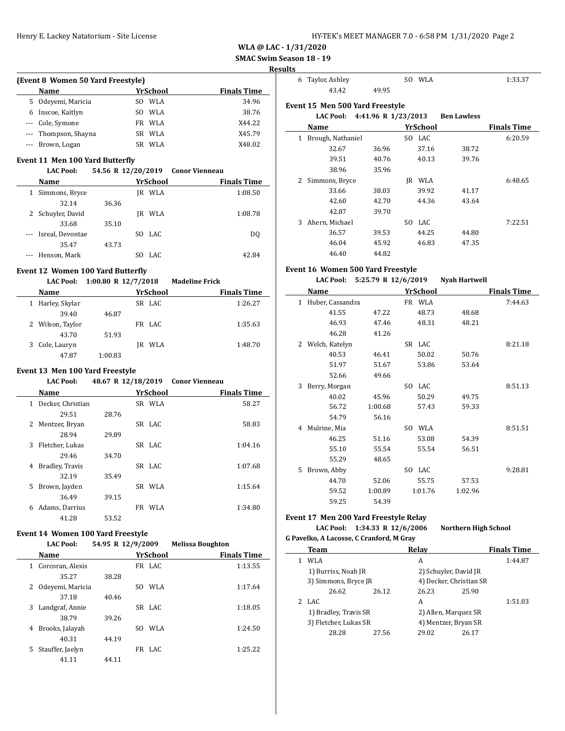**WLA @ LAC - 1/31/2020**

**SMAC Swim Season 18 - 19**

**Results**

### (Event 8 Women 50 Yard Freestyle)

| | Name | Yr | School | Finals Time |
|---|---|---|---|---|
| 5 | Odeyemi, Maricia | SO | WLA | 34.96 |
| 6 | Inscoe, Kaitlyn | SO | WLA | 38.76 |
| --- | Cole, Symone | FR | WLA | X44.22 |
| --- | Thompson, Shayna | SR | WLA | X45.79 |
| --- | Brown, Logan | SR | WLA | X48.02 |

### Event 11 Men 100 Yard Butterfly

**LAC Pool:** 54.56 R 12/20/2019 Conor Vienneau

| | Name | Yr | School | Finals Time |
|---|---|---|---|---|
| 1 | Simmons, Bryce | JR | WLA | 1:08.50 |
| | 32.14 36.36 | | | |
| 2 | Schuyler, David | JR | WLA | 1:08.78 |
| | 33.68 35.10 | | | |
| --- | Isreal, Devontae | SO | LAC | DQ |
| | 35.47 43.73 | | | |
| --- | Henson, Mark | SO | LAC | 42.84 |

### Event 12 Women 100 Yard Butterfly

**LAC Pool:** 1:00.80 R 12/7/2018 Madeline Frick

| | Name | Yr | School | Finals Time |
|---|---|---|---|---|
| 1 | Harley, Skylar | SR | LAC | 1:26.27 |
| | 39.40 46.87 | | | |
| 2 | Wilson, Taylor | FR | LAC | 1:35.63 |
| | 43.70 51.93 | | | |
| 3 | Cole, Lauryn | JR | WLA | 1:48.70 |
| | 47.87 1:00.83 | | | |

### Event 13 Men 100 Yard Freestyle

**LAC Pool:** 48.67 R 12/18/2019 Conor Vienneau

| | Name | Yr | School | Finals Time |
|---|---|---|---|---|
| 1 | Decker, Christian | SR | WLA | 58.27 |
| | 29.51 28.76 | | | |
| 2 | Mentzer, Bryan | SR | LAC | 58.83 |
| | 28.94 29.89 | | | |
| 3 | Fletcher, Lukas | SR | LAC | 1:04.16 |
| | 29.46 34.70 | | | |
| 4 | Bradley, Travis | SR | LAC | 1:07.68 |
| | 32.19 35.49 | | | |
| 5 | Brown, Jayden | SR | WLA | 1:15.64 |
| | 36.49 39.15 | | | |
| 6 | Adams, Darrius | FR | WLA | 1:34.80 |
| | 41.28 53.52 | | | |

### Event 14 Women 100 Yard Freestyle

**LAC Pool:** 54.95 R 12/9/2009 Melissa Boughton

| | Name | Yr | School | Finals Time |
|---|---|---|---|---|
| 1 | Corcoran, Alexis | FR | LAC | 1:13.55 |
| | 35.27 38.28 | | | |
| 2 | Odeyemi, Maricia | SO | WLA | 1:17.64 |
| | 37.18 40.46 | | | |
| 3 | Landgraf, Annie | SR | LAC | 1:18.05 |
| | 38.79 39.26 | | | |
| 4 | Brooks, Jalayah | SO | WLA | 1:24.50 |
| | 40.31 44.19 | | | |
| 5 | Stauffer, Jaelyn | FR | LAC | 1:25.22 |
| | 41.11 44.11 | | | |
| 6 | Taylor, Ashley | SO | WLA | 1:33.37 |
| | 43.42 49.95 | | | |

### Event 15 Men 500 Yard Freestyle

**LAC Pool:** 4:41.96 R 1/23/2013 Ben Lawless

| | Name | Yr | School | Finals Time |
|---|---|---|---|---|
| 1 | Brough, Nathaniel | SO | LAC | 6:20.59 |
| | 32.67 36.96 37.16 38.72 | | | |
| | 39.51 40.76 40.13 39.76 | | | |
| | 38.96 35.96 | | | |
| 2 | Simmons, Bryce | JR | WLA | 6:48.65 |
| | 33.66 38.03 39.92 41.17 | | | |
| | 42.60 42.70 44.36 43.64 | | | |
| | 42.87 39.70 | | | |
| 3 | Ahern, Michael | SO | LAC | 7:22.51 |
| | 36.57 39.53 44.25 44.80 | | | |
| | 46.04 45.92 46.83 47.35 | | | |
| | 46.40 44.82 | | | |

### Event 16 Women 500 Yard Freestyle

**LAC Pool:** 5:25.79 R 12/6/2019 Nyah Hartwell

| | Name | Yr | School | Finals Time |
|---|---|---|---|---|
| 1 | Huber, Cassandra | FR | WLA | 7:44.63 |
| | 41.55 47.22 48.73 48.68 | | | |
| | 46.93 47.46 48.31 48.21 | | | |
| | 46.28 41.26 | | | |
| 2 | Welch, Katelyn | SR | LAC | 8:21.18 |
| | 40.53 46.41 50.02 50.76 | | | |
| | 51.97 51.67 53.86 53.64 | | | |
| | 52.66 49.66 | | | |
| 3 | Berry, Morgan | SO | LAC | 8:51.13 |
| | 40.02 45.96 50.29 49.75 | | | |
| | 56.72 1:00.68 57.43 59.33 | | | |
| | 54.79 56.16 | | | |
| 4 | Mulrine, Mia | SO | WLA | 8:51.51 |
| | 46.25 51.16 53.08 54.39 | | | |
| | 55.10 55.54 55.54 56.51 | | | |
| | 55.29 48.65 | | | |
| 5 | Brown, Abby | SO | LAC | 9:28.81 |
| | 44.70 52.06 55.75 57.53 | | | |
| | 59.52 1:00.89 1:01.76 1:02.96 | | | |
| | 59.25 54.39 | | | |

### Event 17 Men 200 Yard Freestyle Relay

**LAC Pool:** 1:34.33 R 12/6/2006 Northern High School

G Pavelko, A Lacosse, C Cranford, M Gray

| | Team | Relay | Finals Time |
|---|---|---|---|
| 1 | WLA | A | 1:44.87 |
| | 1) Burriss, Noah JR | 2) Schuyler, David JR | |
| | 3) Simmons, Bryce JR | 4) Decker, Christian SR | |
| | 26.62 26.12 | 26.23 25.90 | |
| 2 | LAC | A | 1:51.03 |
| | 1) Bradley, Travis SR | 2) Allen, Marquez SR | |
| | 3) Fletcher, Lukas SR | 4) Mentzer, Bryan SR | |
| | 28.28 27.56 | 29.02 26.17 | |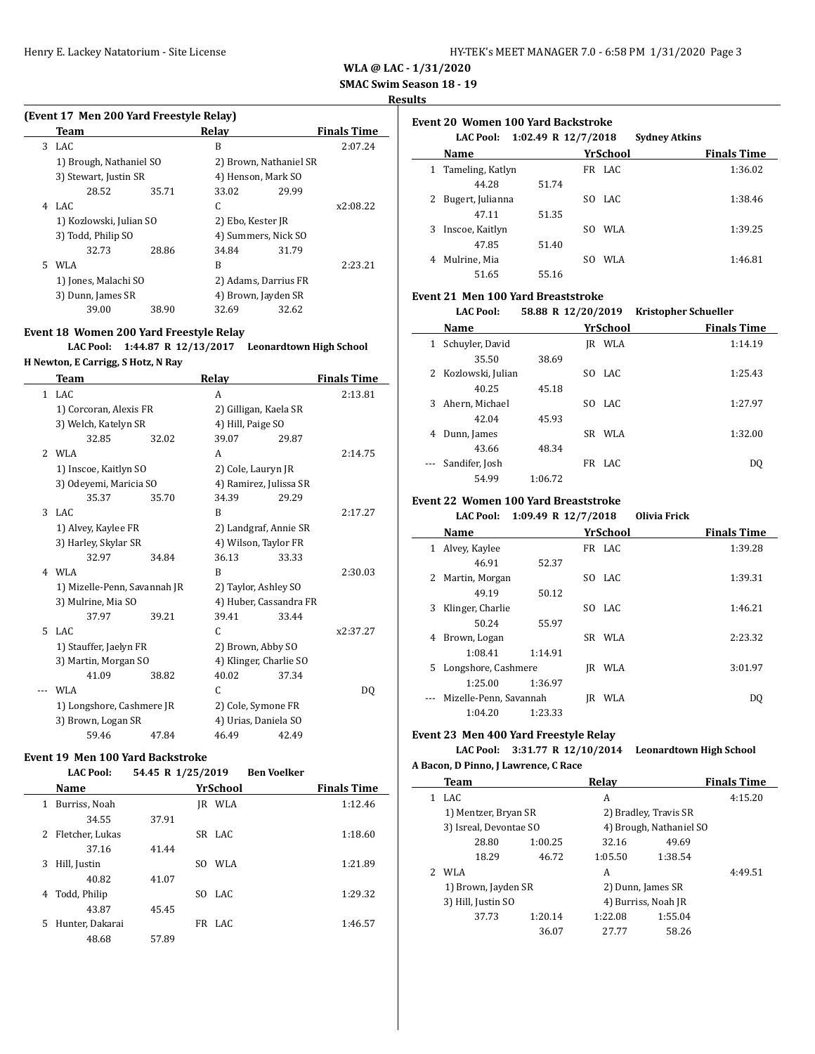**WLA @ LAC - 1/31/2020**

**SMAC Swim Season 18 - 19**

**Results**

### (Event 17 Men 200 Yard Freestyle Relay)

| | Team | Relay | Finals Time |
|---|---|---|---|
| 3 | LAC | B | 2:07.24 |
| | 1) Brough, Nathaniel SO | 2) Brown, Nathaniel SR | |
| | 3) Stewart, Justin SR | 4) Henson, Mark SO | |
| | 28.52  35.71 | 33.02  29.99 | |
| 4 | LAC | C | x2:08.22 |
| | 1) Kozlowski, Julian SO | 2) Ebo, Kester JR | |
| | 3) Todd, Philip SO | 4) Summers, Nick SO | |
| | 32.73  28.86 | 34.84  31.79 | |
| 5 | WLA | B | 2:23.21 |
| | 1) Jones, Malachi SO | 2) Adams, Darrius FR | |
| | 3) Dunn, James SR | 4) Brown, Jayden SR | |
| | 39.00  38.90 | 32.69  32.62 | |

### Event 18 Women 200 Yard Freestyle Relay

**LAC Pool: 1:44.87 R 12/13/2017 Leonardtown High School**

**H Newton, E Carrigg, S Hotz, N Ray**

| | Team | Relay | Finals Time |
|---|---|---|---|
| 1 | LAC | A | 2:13.81 |
| | 1) Corcoran, Alexis FR | 2) Gilligan, Kaela SR | |
| | 3) Welch, Katelyn SR | 4) Hill, Paige SO | |
| | 32.85  32.02 | 39.07  29.87 | |
| 2 | WLA | A | 2:14.75 |
| | 1) Inscoe, Kaitlyn SO | 2) Cole, Lauryn JR | |
| | 3) Odeyemi, Maricia SO | 4) Ramirez, Julissa SR | |
| | 35.37  35.70 | 34.39  29.29 | |
| 3 | LAC | B | 2:17.27 |
| | 1) Alvey, Kaylee FR | 2) Landgraf, Annie SR | |
| | 3) Harley, Skylar SR | 4) Wilson, Taylor FR | |
| | 32.97  34.84 | 36.13  33.33 | |
| 4 | WLA | B | 2:30.03 |
| | 1) Mizelle-Penn, Savannah JR | 2) Taylor, Ashley SO | |
| | 3) Mulrine, Mia SO | 4) Huber, Cassandra FR | |
| | 37.97  39.21 | 39.41  33.44 | |
| 5 | LAC | C | x2:37.27 |
| | 1) Stauffer, Jaelyn FR | 2) Brown, Abby SO | |
| | 3) Martin, Morgan SO | 4) Klinger, Charlie SO | |
| | 41.09  38.82 | 40.02  37.34 | |
| --- | WLA | C | DQ |
| | 1) Longshore, Cashmere JR | 2) Cole, Symone FR | |
| | 3) Brown, Logan SR | 4) Urias, Daniela SO | |
| | 59.46  47.84 | 46.49  42.49 | |

### Event 19 Men 100 Yard Backstroke

**LAC Pool: 54.45 R 1/25/2019 Ben Voelker**

| | Name | Yr | School | Finals Time |
|---|---|---|---|---|
| 1 | Burriss, Noah | JR | WLA | 1:12.46 |
| | 34.55  37.91 | | | |
| 2 | Fletcher, Lukas | SR | LAC | 1:18.60 |
| | 37.16  41.44 | | | |
| 3 | Hill, Justin | SO | WLA | 1:21.89 |
| | 40.82  41.07 | | | |
| 4 | Todd, Philip | SO | LAC | 1:29.32 |
| | 43.87  45.45 | | | |
| 5 | Hunter, Dakarai | FR | LAC | 1:46.57 |
| | 48.68  57.89 | | | |

### Event 20 Women 100 Yard Backstroke

**LAC Pool: 1:02.49 R 12/7/2018 Sydney Atkins**

| | Name | Yr | School | Finals Time |
|---|---|---|---|---|
| 1 | Tameling, Katlyn | FR | LAC | 1:36.02 |
| | 44.28  51.74 | | | |
| 2 | Bugert, Julianna | SO | LAC | 1:38.46 |
| | 47.11  51.35 | | | |
| 3 | Inscoe, Kaitlyn | SO | WLA | 1:39.25 |
| | 47.85  51.40 | | | |
| 4 | Mulrine, Mia | SO | WLA | 1:46.81 |
| | 51.65  55.16 | | | |

### Event 21 Men 100 Yard Breaststroke

**LAC Pool: 58.88 R 12/20/2019 Kristopher Schueller**

| | Name | Yr | School | Finals Time |
|---|---|---|---|---|
| 1 | Schuyler, David | JR | WLA | 1:14.19 |
| | 35.50  38.69 | | | |
| 2 | Kozlowski, Julian | SO | LAC | 1:25.43 |
| | 40.25  45.18 | | | |
| 3 | Ahern, Michael | SO | LAC | 1:27.97 |
| | 42.04  45.93 | | | |
| 4 | Dunn, James | SR | WLA | 1:32.00 |
| | 43.66  48.34 | | | |
| --- | Sandifer, Josh | FR | LAC | DQ |
| | 54.99  1:06.72 | | | |

### Event 22 Women 100 Yard Breaststroke

**LAC Pool: 1:09.49 R 12/7/2018 Olivia Frick**

| | Name | Yr | School | Finals Time |
|---|---|---|---|---|
| 1 | Alvey, Kaylee | FR | LAC | 1:39.28 |
| | 46.91  52.37 | | | |
| 2 | Martin, Morgan | SO | LAC | 1:39.31 |
| | 49.19  50.12 | | | |
| 3 | Klinger, Charlie | SO | LAC | 1:46.21 |
| | 50.24  55.97 | | | |
| 4 | Brown, Logan | SR | WLA | 2:23.32 |
| | 1:08.41  1:14.91 | | | |
| 5 | Longshore, Cashmere | JR | WLA | 3:01.97 |
| | 1:25.00  1:36.97 | | | |
| --- | Mizelle-Penn, Savannah | JR | WLA | DQ |
| | 1:04.20  1:23.33 | | | |

### Event 23 Men 400 Yard Freestyle Relay

**LAC Pool: 3:31.77 R 12/10/2014 Leonardtown High School**

**A Bacon, D Pinno, J Lawrence, C Race**

| | Team | Relay | Finals Time |
|---|---|---|---|
| 1 | LAC | A | 4:15.20 |
| | 1) Mentzer, Bryan SR | 2) Bradley, Travis SR | |
| | 3) Isreal, Devontae SO | 4) Brough, Nathaniel SO | |
| | 28.80  1:00.25 | 32.16  49.69 | |
| | 18.29  46.72 | 1:05.50  1:38.54 | |
| 2 | WLA | A | 4:49.51 |
| | 1) Brown, Jayden SR | 2) Dunn, James SR | |
| | 3) Hill, Justin SO | 4) Burriss, Noah JR | |
| | 37.73  1:20.14 | 1:22.08  1:55.04 | |
| | 36.07 | 27.77  58.26 | |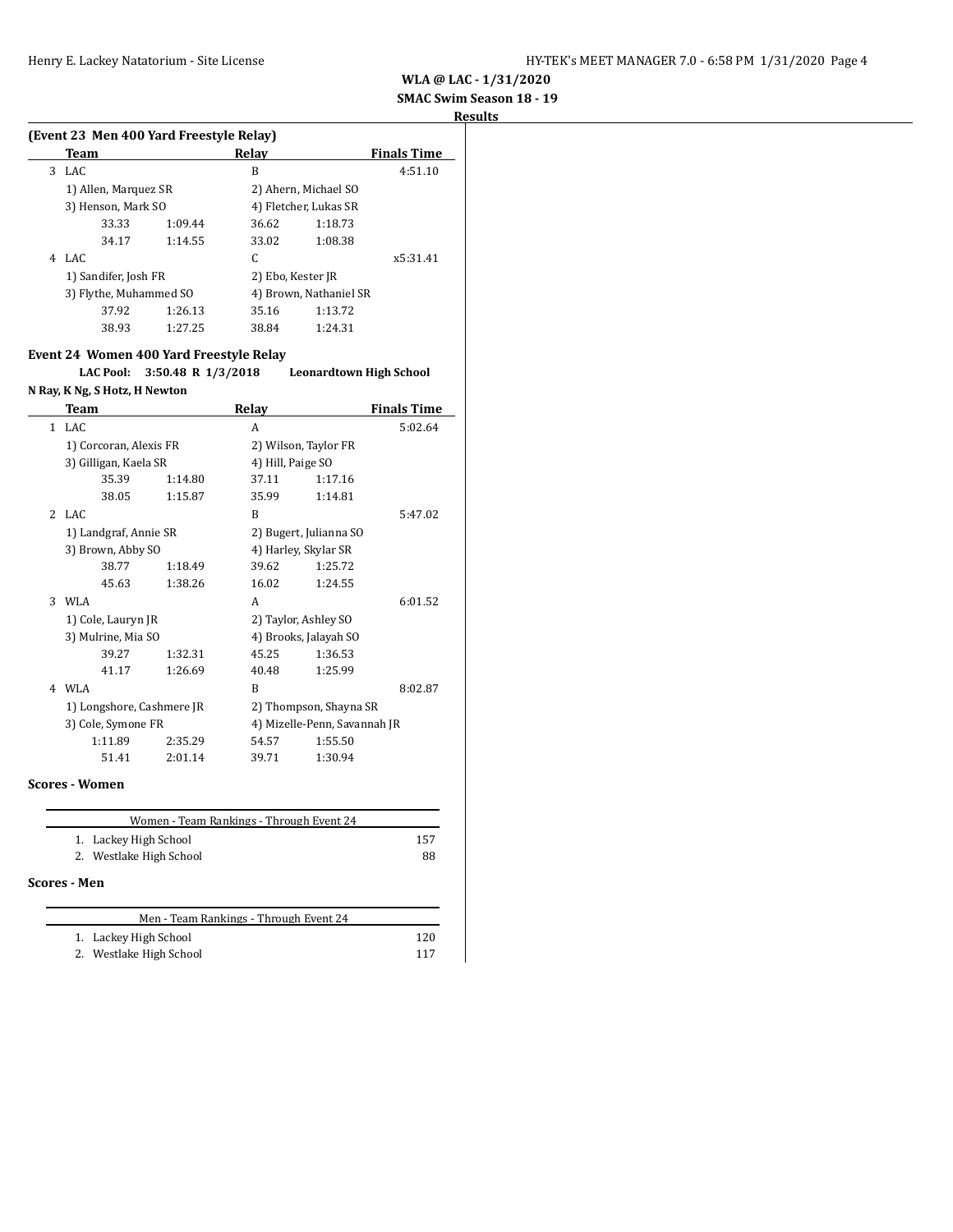**WLA @ LAC - 1/31/2020**

**SMAC Swim Season 18 - 19**

**Results**

**(Event 23 Men 400 Yard Freestyle Relay)**

| | Team | Relay | Finals Time |
|---|---|---|---|
| 3 | LAC | B | 4:51.10 |
| | 1) Allen, Marquez SR | 2) Ahern, Michael SO | |
| | 3) Henson, Mark SO | 4) Fletcher, Lukas SR | |
| | 33.33 1:09.44 | 36.62 1:18.73 | |
| | 34.17 1:14.55 | 33.02 1:08.38 | |
| 4 | LAC | C | x5:31.41 |
| | 1) Sandifer, Josh FR | 2) Ebo, Kester JR | |
| | 3) Flythe, Muhammed SO | 4) Brown, Nathaniel SR | |
| | 37.92 1:26.13 | 35.16 1:13.72 | |
| | 38.93 1:27.25 | 38.84 1:24.31 | |

**Event 24 Women 400 Yard Freestyle Relay**

**LAC Pool: 3:50.48 R 1/3/2018 Leonardtown High School**

**N Ray, K Ng, S Hotz, H Newton**

| | Team | Relay | Finals Time |
|---|---|---|---|
| 1 | LAC | A | 5:02.64 |
| | 1) Corcoran, Alexis FR | 2) Wilson, Taylor FR | |
| | 3) Gilligan, Kaela SR | 4) Hill, Paige SO | |
| | 35.39 1:14.80 | 37.11 1:17.16 | |
| | 38.05 1:15.87 | 35.99 1:14.81 | |
| 2 | LAC | B | 5:47.02 |
| | 1) Landgraf, Annie SR | 2) Bugert, Julianna SO | |
| | 3) Brown, Abby SO | 4) Harley, Skylar SR | |
| | 38.77 1:18.49 | 39.62 1:25.72 | |
| | 45.63 1:38.26 | 16.02 1:24.55 | |
| 3 | WLA | A | 6:01.52 |
| | 1) Cole, Lauryn JR | 2) Taylor, Ashley SO | |
| | 3) Mulrine, Mia SO | 4) Brooks, Jalayah SO | |
| | 39.27 1:32.31 | 45.25 1:36.53 | |
| | 41.17 1:26.69 | 40.48 1:25.99 | |
| 4 | WLA | B | 8:02.87 |
| | 1) Longshore, Cashmere JR | 2) Thompson, Shayna SR | |
| | 3) Cole, Symone FR | 4) Mizelle-Penn, Savannah JR | |
| | 1:11.89 2:35.29 | 54.57 1:55.50 | |
| | 51.41 2:01.14 | 39.71 1:30.94 | |

**Scores - Women**

| Women - Team Rankings - Through Event 24 | |
|---|---|
| 1. Lackey High School | 157 |
| 2. Westlake High School | 88 |

**Scores - Men**

| Men - Team Rankings - Through Event 24 | |
|---|---|
| 1. Lackey High School | 120 |
| 2. Westlake High School | 117 |